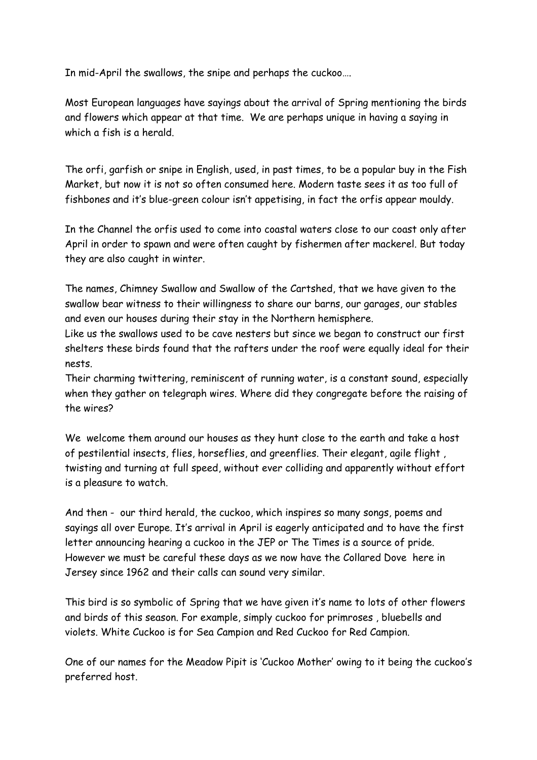In mid-April the swallows, the snipe and perhaps the cuckoo….

Most European languages have sayings about the arrival of Spring mentioning the birds and flowers which appear at that time. We are perhaps unique in having a saying in which a fish is a herald.

The orfi, garfish or snipe in English, used, in past times, to be a popular buy in the Fish Market, but now it is not so often consumed here. Modern taste sees it as too full of fishbones and it's blue-green colour isn't appetising, in fact the orfis appear mouldy.

In the Channel the orfis used to come into coastal waters close to our coast only after April in order to spawn and were often caught by fishermen after mackerel. But today they are also caught in winter.

The names, Chimney Swallow and Swallow of the Cartshed, that we have given to the swallow bear witness to their willingness to share our barns, our garages, our stables and even our houses during their stay in the Northern hemisphere.
Like us the swallows used to be cave nesters but since we began to construct our first shelters these birds found that the rafters under the roof were equally ideal for their nests.
Their charming twittering, reminiscent of running water, is a constant sound, especially when they gather on telegraph wires. Where did they congregate before the raising of the wires?

We welcome them around our houses as they hunt close to the earth and take a host of pestilential insects, flies, horseflies, and greenflies. Their elegant, agile flight , twisting and turning at full speed, without ever colliding and apparently without effort is a pleasure to watch.

And then - our third herald, the cuckoo, which inspires so many songs, poems and sayings all over Europe. It's arrival in April is eagerly anticipated and to have the first letter announcing hearing a cuckoo in the JEP or The Times is a source of pride. However we must be careful these days as we now have the Collared Dove here in Jersey since 1962 and their calls can sound very similar.

This bird is so symbolic of Spring that we have given it's name to lots of other flowers and birds of this season. For example, simply cuckoo for primroses , bluebells and violets. White Cuckoo is for Sea Campion and Red Cuckoo for Red Campion.

One of our names for the Meadow Pipit is 'Cuckoo Mother' owing to it being the cuckoo's preferred host.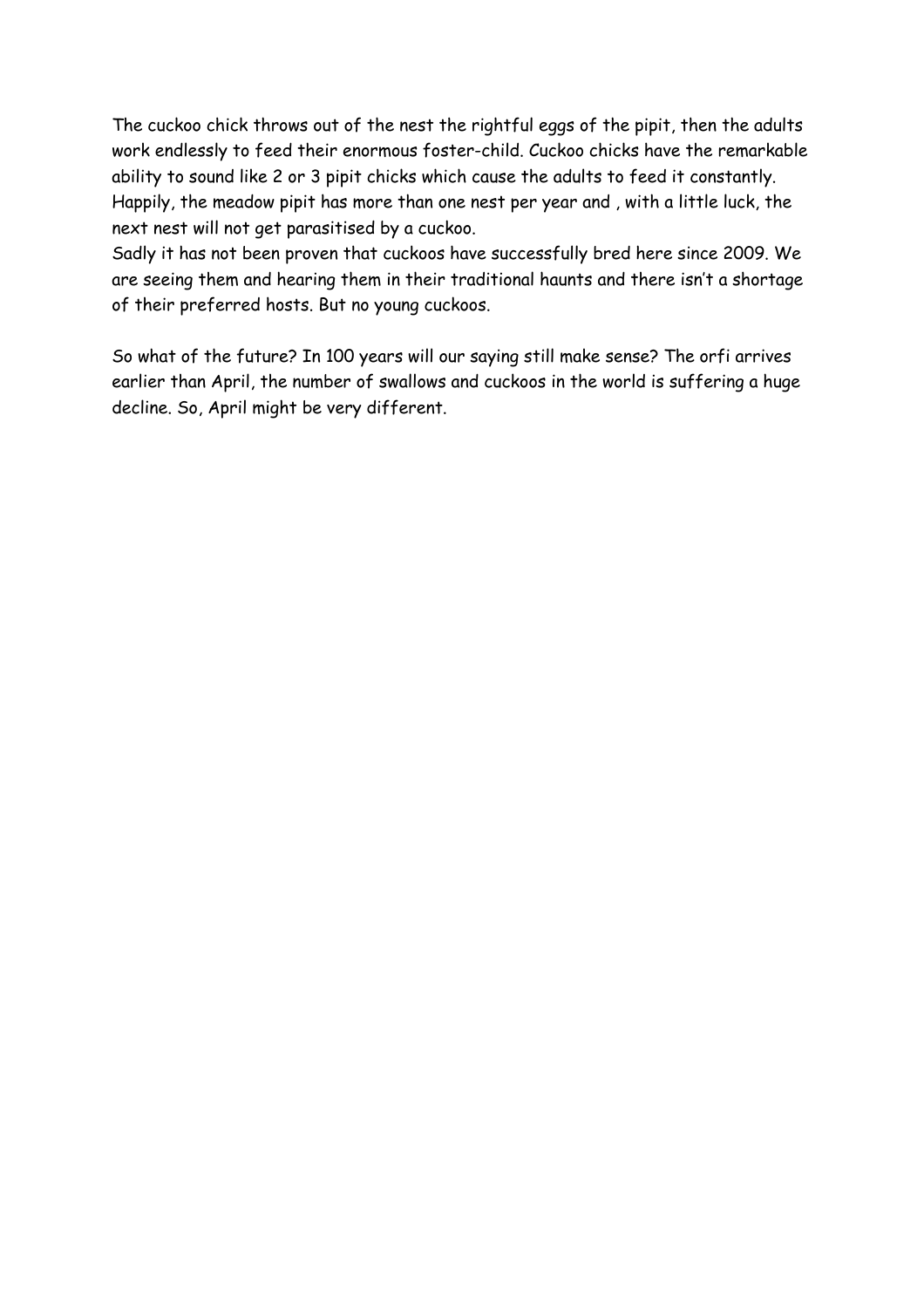The cuckoo chick throws out of the nest the rightful eggs of the pipit, then the adults work endlessly to feed their enormous foster-child. Cuckoo chicks have the remarkable ability to sound like 2 or 3 pipit chicks which cause the adults to feed it constantly. Happily, the meadow pipit has more than one nest per year and , with a little luck, the next nest will not get parasitised by a cuckoo.

Sadly it has not been proven that cuckoos have successfully bred here since 2009. We are seeing them and hearing them in their traditional haunts and there isn't a shortage of their preferred hosts. But no young cuckoos.

So what of the future? In 100 years will our saying still make sense? The orfi arrives earlier than April, the number of swallows and cuckoos in the world is suffering a huge decline. So, April might be very different.